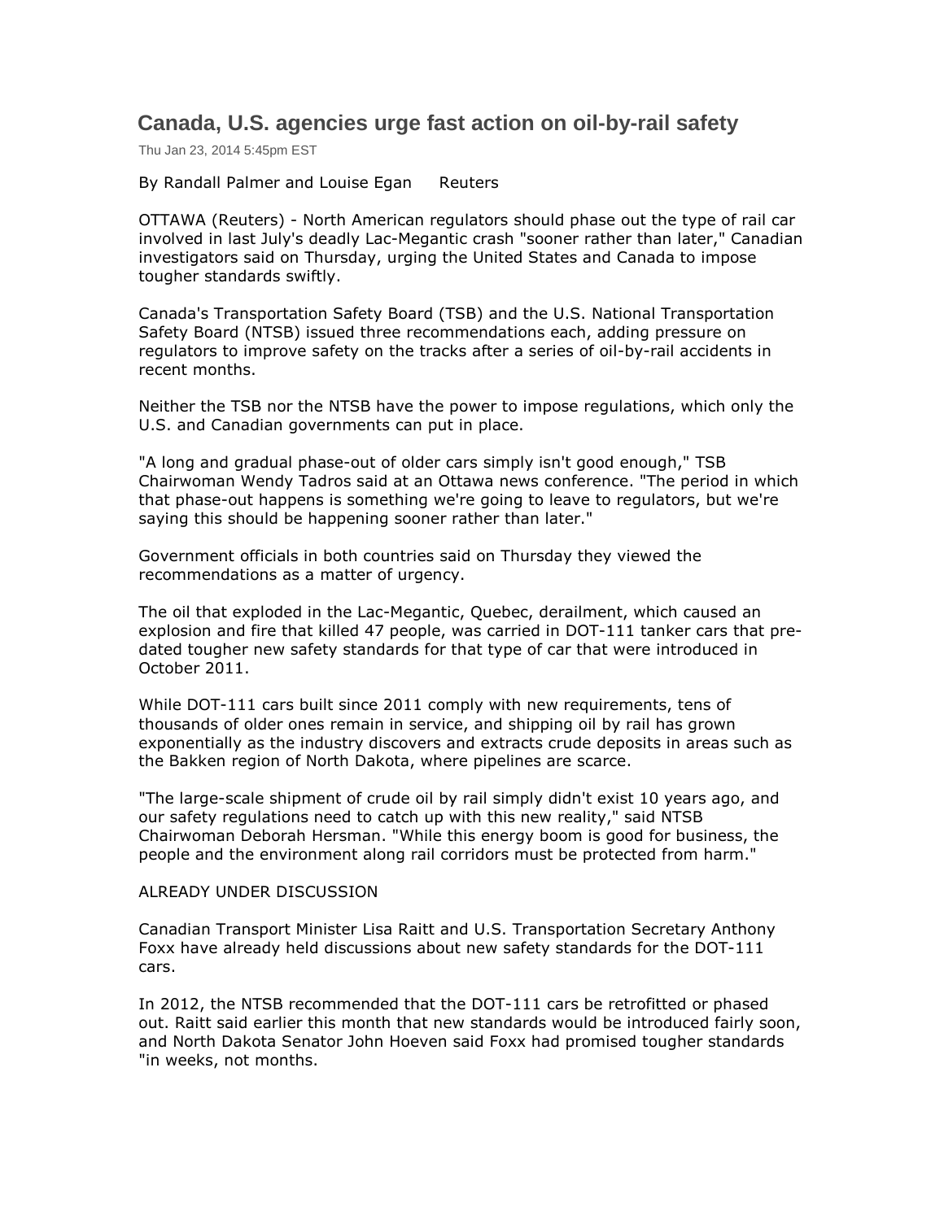# Canada, U.S. agencies urge fast action on oil-by-rail safety

Thu Jan 23, 2014 5:45pm EST

By Randall Palmer and Louise Egan Reuters

OTTAWA (Reuters) - North American regulators should phase out the type of rail car involved in last July's deadly Lac-Megantic crash "sooner rather than later," Canadian investigators said on Thursday, urging the United States and Canada to impose tougher standards swiftly.

Canada's Transportation Safety Board (TSB) and the U.S. National Transportation Safety Board (NTSB) issued three recommendations each, adding pressure on regulators to improve safety on the tracks after a series of oil-by-rail accidents in recent months.

Neither the TSB nor the NTSB have the power to impose regulations, which only the U.S. and Canadian governments can put in place.

"A long and gradual phase-out of older cars simply isn't good enough," TSB Chairwoman Wendy Tadros said at an Ottawa news conference. "The period in which that phase-out happens is something we're going to leave to regulators, but we're saying this should be happening sooner rather than later."

Government officials in both countries said on Thursday they viewed the recommendations as a matter of urgency.

The oil that exploded in the Lac-Megantic, Quebec, derailment, which caused an explosion and fire that killed 47 people, was carried in DOT-111 tanker cars that pre-dated tougher new safety standards for that type of car that were introduced in October 2011.

While DOT-111 cars built since 2011 comply with new requirements, tens of thousands of older ones remain in service, and shipping oil by rail has grown exponentially as the industry discovers and extracts crude deposits in areas such as the Bakken region of North Dakota, where pipelines are scarce.

"The large-scale shipment of crude oil by rail simply didn't exist 10 years ago, and our safety regulations need to catch up with this new reality," said NTSB Chairwoman Deborah Hersman. "While this energy boom is good for business, the people and the environment along rail corridors must be protected from harm."

ALREADY UNDER DISCUSSION

Canadian Transport Minister Lisa Raitt and U.S. Transportation Secretary Anthony Foxx have already held discussions about new safety standards for the DOT-111 cars.

In 2012, the NTSB recommended that the DOT-111 cars be retrofitted or phased out. Raitt said earlier this month that new standards would be introduced fairly soon, and North Dakota Senator John Hoeven said Foxx had promised tougher standards "in weeks, not months.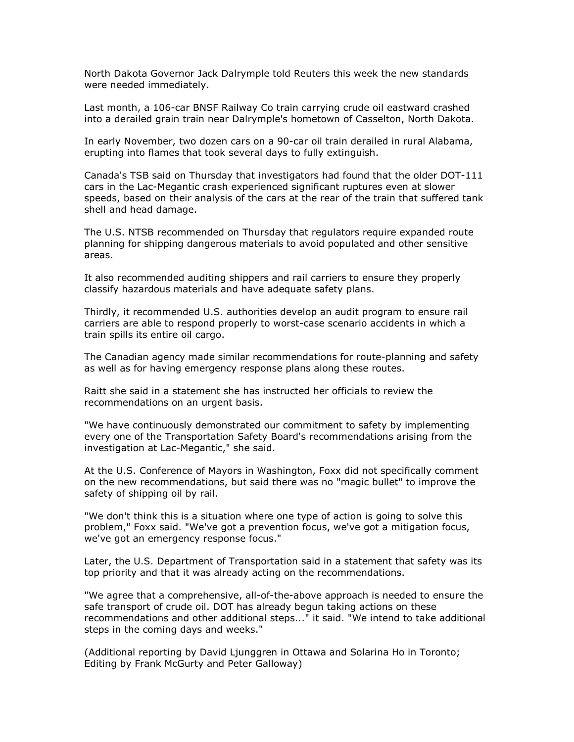North Dakota Governor Jack Dalrymple told Reuters this week the new standards were needed immediately.

Last month, a 106-car BNSF Railway Co train carrying crude oil eastward crashed into a derailed grain train near Dalrymple's hometown of Casselton, North Dakota.

In early November, two dozen cars on a 90-car oil train derailed in rural Alabama, erupting into flames that took several days to fully extinguish.

Canada's TSB said on Thursday that investigators had found that the older DOT-111 cars in the Lac-Megantic crash experienced significant ruptures even at slower speeds, based on their analysis of the cars at the rear of the train that suffered tank shell and head damage.

The U.S. NTSB recommended on Thursday that regulators require expanded route planning for shipping dangerous materials to avoid populated and other sensitive areas.

It also recommended auditing shippers and rail carriers to ensure they properly classify hazardous materials and have adequate safety plans.

Thirdly, it recommended U.S. authorities develop an audit program to ensure rail carriers are able to respond properly to worst-case scenario accidents in which a train spills its entire oil cargo.

The Canadian agency made similar recommendations for route-planning and safety as well as for having emergency response plans along these routes.

Raitt she said in a statement she has instructed her officials to review the recommendations on an urgent basis.

"We have continuously demonstrated our commitment to safety by implementing every one of the Transportation Safety Board's recommendations arising from the investigation at Lac-Megantic," she said.

At the U.S. Conference of Mayors in Washington, Foxx did not specifically comment on the new recommendations, but said there was no "magic bullet" to improve the safety of shipping oil by rail.

"We don't think this is a situation where one type of action is going to solve this problem," Foxx said. "We've got a prevention focus, we've got a mitigation focus, we've got an emergency response focus."

Later, the U.S. Department of Transportation said in a statement that safety was its top priority and that it was already acting on the recommendations.

"We agree that a comprehensive, all-of-the-above approach is needed to ensure the safe transport of crude oil. DOT has already begun taking actions on these recommendations and other additional steps..." it said. "We intend to take additional steps in the coming days and weeks."

(Additional reporting by David Ljunggren in Ottawa and Solarina Ho in Toronto; Editing by Frank McGurty and Peter Galloway)